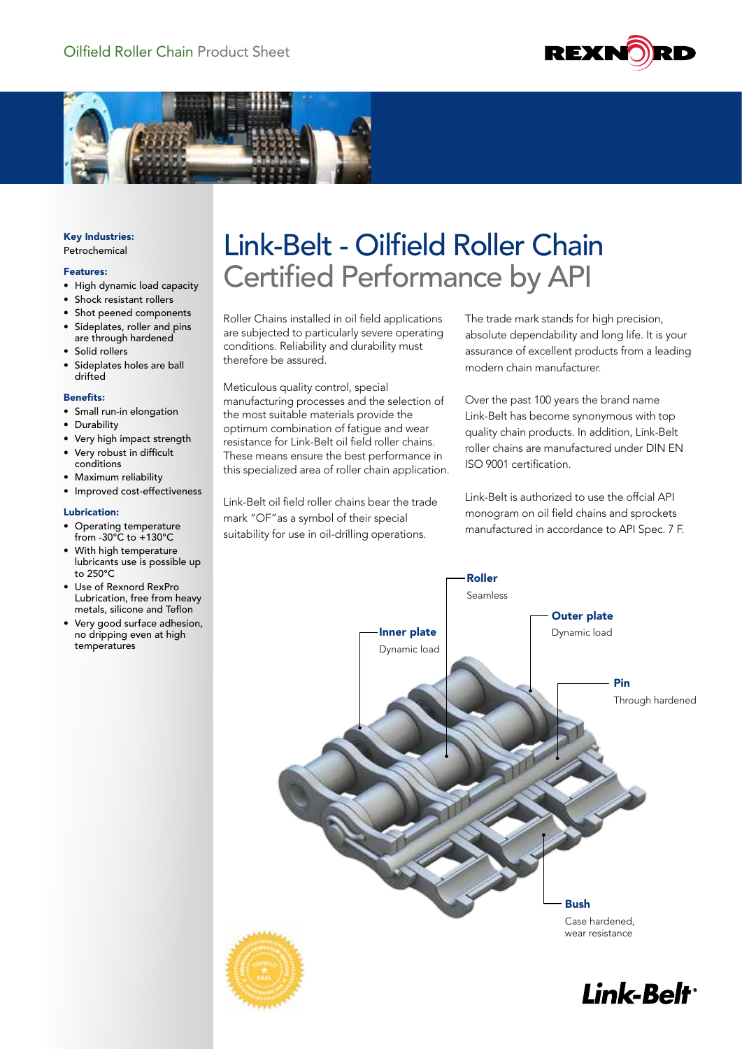Oilfield Roller Chain Product Sheet

# Link-Belt - Oilfield Roller Chain

## Certified Performance by API

**Key Industries:**
Petrochemical

**Features:**

- High dynamic load capacity
- Shock resistant rollers
- Shot peened components
- Sideplates, roller and pins are through hardened
- Solid rollers
- Sideplates holes are ball drifted

**Benefits:**

- Small run-in elongation
- Durability
- Very high impact strength
- Very robust in difficult conditions
- Maximum reliability
- Improved cost-effectiveness

**Lubrication:**

- Operating temperature from -30°C to +130°C
- With high temperature lubricants use is possible up to 250°C
- Use of Rexnord RexPro Lubrication, free from heavy metals, silicone and Teflon
- Very good surface adhesion, no dripping even at high temperatures

Roller Chains installed in oil field applications are subjected to particularly severe operating conditions. Reliability and durability must therefore be assured.

Meticulous quality control, special manufacturing processes and the selection of the most suitable materials provide the optimum combination of fatigue and wear resistance for Link-Belt oil field roller chains. These means ensure the best performance in this specialized area of roller chain application.

Link-Belt oil field roller chains bear the trade mark "OF" as a symbol of their special suitability for use in oil-drilling operations.

The trade mark stands for high precision, absolute dependability and long life. It is your assurance of excellent products from a leading modern chain manufacturer.

Over the past 100 years the brand name Link-Belt has become synonymous with top quality chain products. In addition, Link-Belt roller chains are manufactured under DIN EN ISO 9001 certification.

Link-Belt is authorized to use the offcial API monogram on oil field chains and sprockets manufactured in accordance to API Spec. 7 F.

**Roller**
Seamless

**Outer plate**
Dynamic load

**Inner plate**
Dynamic load

**Pin**
Through hardened

**Bush**
Case hardened, wear resistance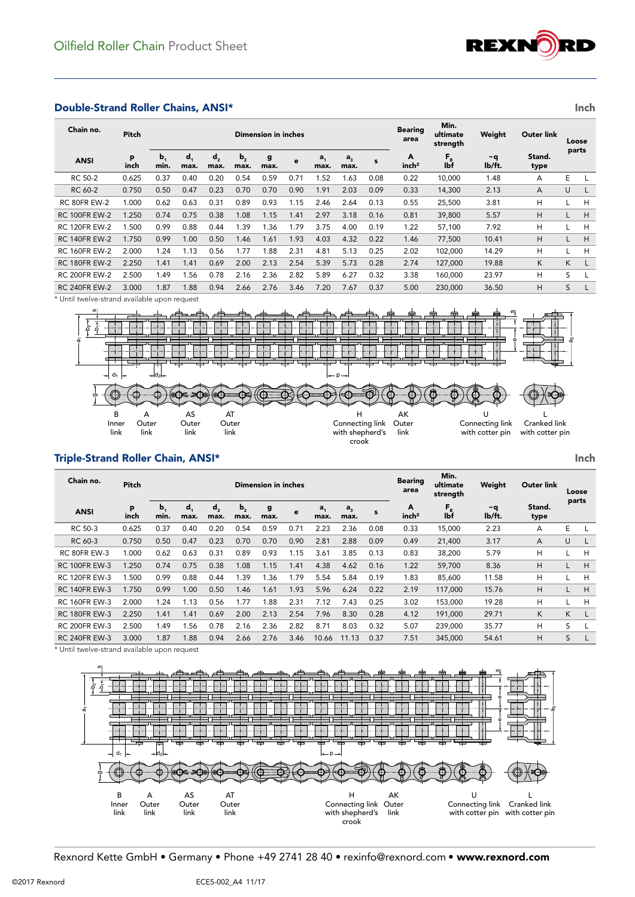Oilfield Roller Chain Product Sheet

## Double-Strand Roller Chains, ANSI*

Inch

| Chain no. | Pitch | Dimension in inches | | | | | | | | | Bearing area | Min. ultimate strength | Weight | Outer link | Loose parts | |
|---|---|---|---|---|---|---|---|---|---|---|---|---|---|---|---|---|
| ANSI | p inch | $b_1$ min. | $d_1$ max. | $d_2$ max. | $b_2$ max. | g max. | e | $a_1$ max. | $a_3$ max. | s | A inch² | $F_B$ lbf | ~q lb/ft. | Stand. type | | |
| RC 50-2 | 0.625 | 0.37 | 0.40 | 0.20 | 0.54 | 0.59 | 0.71 | 1.52 | 1.63 | 0.08 | 0.22 | 10,000 | 1.48 | A | E | L |
| RC 60-2 | 0.750 | 0.50 | 0.47 | 0.23 | 0.70 | 0.70 | 0.90 | 1.91 | 2.03 | 0.09 | 0.33 | 14,300 | 2.13 | A | U | L |
| RC 80FR EW-2 | 1.000 | 0.62 | 0.63 | 0.31 | 0.89 | 0.93 | 1.15 | 2.46 | 2.64 | 0.13 | 0.55 | 25,500 | 3.81 | H | L | H |
| RC 100FR EW-2 | 1.250 | 0.74 | 0.75 | 0.38 | 1.08 | 1.15 | 1.41 | 2.97 | 3.18 | 0.16 | 0.81 | 39,800 | 5.57 | H | L | H |
| RC 120FR EW-2 | 1.500 | 0.99 | 0.88 | 0.44 | 1.39 | 1.36 | 1.79 | 3.75 | 4.00 | 0.19 | 1.22 | 57,100 | 7.92 | H | L | H |
| RC 140FR EW-2 | 1.750 | 0.99 | 1.00 | 0.50 | 1.46 | 1.61 | 1.93 | 4.03 | 4.32 | 0.22 | 1.46 | 77,500 | 10.41 | H | L | H |
| RC 160FR EW-2 | 2.000 | 1.24 | 1.13 | 0.56 | 1.77 | 1.88 | 2.31 | 4.81 | 5.13 | 0.25 | 2.02 | 102,000 | 14.29 | H | L | H |
| RC 180FR EW-2 | 2.250 | 1.41 | 1.41 | 0.69 | 2.00 | 2.13 | 2.54 | 5.39 | 5.73 | 0.28 | 2.74 | 127,000 | 19.88 | K | K | L |
| RC 200FR EW-2 | 2.500 | 1.49 | 1.56 | 0.78 | 2.16 | 2.36 | 2.82 | 5.89 | 6.27 | 0.32 | 3.38 | 160,000 | 23.97 | H | S | L |
| RC 240FR EW-2 | 3.000 | 1.87 | 1.88 | 0.94 | 2.66 | 2.76 | 3.46 | 7.20 | 7.67 | 0.37 | 5.00 | 230,000 | 36.50 | H | S | L |

* Until twelve-strand available upon request

B Inner link | A Outer link | AS Outer link | AT Outer link | H Connecting link with shepherd's crook | AK Outer link | U Connecting link with cotter pin | L Cranked link with cotter pin

## Triple-Strand Roller Chain, ANSI*

Inch

| Chain no. | Pitch | Dimension in inches | | | | | | | | | Bearing area | Min. ultimate strength | Weight | Outer link | Loose parts | |
|---|---|---|---|---|---|---|---|---|---|---|---|---|---|---|---|---|
| ANSI | p inch | $b_1$ min. | $d_1$ max. | $d_2$ max. | $b_2$ max. | g max. | e | $a_1$ max. | $a_3$ max. | s | A inch² | $F_B$ lbf | ~q lb/ft. | Stand. type | | |
| RC 50-3 | 0.625 | 0.37 | 0.40 | 0.20 | 0.54 | 0.59 | 0.71 | 2.23 | 2.36 | 0.08 | 0.33 | 15,000 | 2.23 | A | E | L |
| RC 60-3 | 0.750 | 0.50 | 0.47 | 0.23 | 0.70 | 0.70 | 0.90 | 2.81 | 2.88 | 0.09 | 0.49 | 21,400 | 3.17 | A | U | L |
| RC 80FR EW-3 | 1.000 | 0.62 | 0.63 | 0.31 | 0.89 | 0.93 | 1.15 | 3.61 | 3.85 | 0.13 | 0.83 | 38,200 | 5.79 | H | L | H |
| RC 100FR EW-3 | 1.250 | 0.74 | 0.75 | 0.38 | 1.08 | 1.15 | 1.41 | 4.38 | 4.62 | 0.16 | 1.22 | 59,700 | 8.36 | H | L | H |
| RC 120FR EW-3 | 1.500 | 0.99 | 0.88 | 0.44 | 1.39 | 1.36 | 1.79 | 5.54 | 5.84 | 0.19 | 1.83 | 85,600 | 11.58 | H | L | H |
| RC 140FR EW-3 | 1.750 | 0.99 | 1.00 | 0.50 | 1.46 | 1.61 | 1.93 | 5.96 | 6.24 | 0.22 | 2.19 | 117,000 | 15.76 | H | L | H |
| RC 160FR EW-3 | 2.000 | 1.24 | 1.13 | 0.56 | 1.77 | 1.88 | 2.31 | 7.12 | 7.43 | 0.25 | 3.02 | 153,000 | 19.28 | H | L | H |
| RC 180FR EW-3 | 2.250 | 1.41 | 1.41 | 0.69 | 2.00 | 2.13 | 2.54 | 7.96 | 8.30 | 0.28 | 4.12 | 191,000 | 29.71 | K | K | L |
| RC 200FR EW-3 | 2.500 | 1.49 | 1.56 | 0.78 | 2.16 | 2.36 | 2.82 | 8.71 | 8.03 | 0.32 | 5.07 | 239,000 | 35.77 | H | S | L |
| RC 240FR EW-3 | 3.000 | 1.87 | 1.88 | 0.94 | 2.66 | 2.76 | 3.46 | 10.66 | 11.13 | 0.37 | 7.51 | 345,000 | 54.61 | H | S | L |

* Until twelve-strand available upon request

B Inner link | A Outer link | AS Outer link | AT Outer link | H Connecting link with shepherd's crook | AK Outer link | U Connecting link with cotter pin | L Cranked link with cotter pin

Rexnord Kette GmbH • Germany • Phone +49 2741 28 40 • rexinfo@rexnord.com • **www.rexnord.com**

©2017 Rexnord ECE5-002_A4 11/17